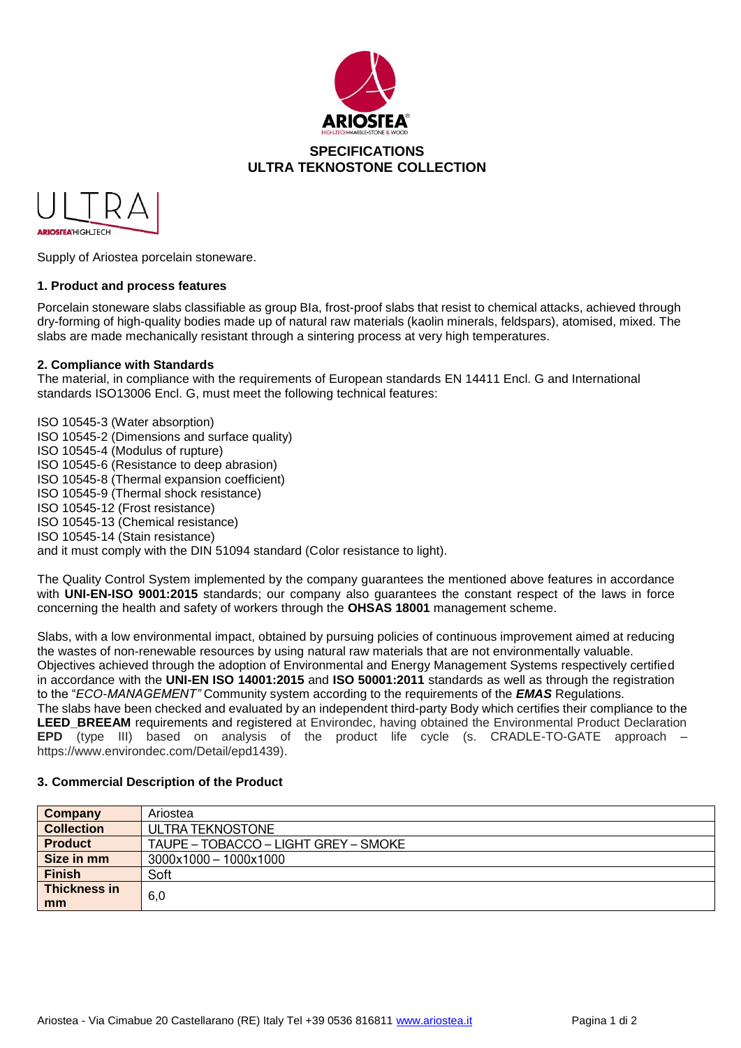# SPECIFICATIONS
# ULTRA TEKNOSTONE COLLECTION

Supply of Ariostea porcelain stoneware.

### 1. Product and process features

Porcelain stoneware slabs classifiable as group BIa, frost-proof slabs that resist to chemical attacks, achieved through dry-forming of high-quality bodies made up of natural raw materials (kaolin minerals, feldspars), atomised, mixed. The slabs are made mechanically resistant through a sintering process at very high temperatures.

### 2. Compliance with Standards

The material, in compliance with the requirements of European standards EN 14411 Encl. G and International standards ISO13006 Encl. G, must meet the following technical features:

ISO 10545-3 (Water absorption)
ISO 10545-2 (Dimensions and surface quality)
ISO 10545-4 (Modulus of rupture)
ISO 10545-6 (Resistance to deep abrasion)
ISO 10545-8 (Thermal expansion coefficient)
ISO 10545-9 (Thermal shock resistance)
ISO 10545-12 (Frost resistance)
ISO 10545-13 (Chemical resistance)
ISO 10545-14 (Stain resistance)
and it must comply with the DIN 51094 standard (Color resistance to light).

The Quality Control System implemented by the company guarantees the mentioned above features in accordance with **UNI-EN-ISO 9001:2015** standards; our company also guarantees the constant respect of the laws in force concerning the health and safety of workers through the **OHSAS 18001** management scheme.

Slabs, with a low environmental impact, obtained by pursuing policies of continuous improvement aimed at reducing the wastes of non-renewable resources by using natural raw materials that are not environmentally valuable.
Objectives achieved through the adoption of Environmental and Energy Management Systems respectively certified in accordance with the **UNI-EN ISO 14001:2015** and **ISO 50001:2011** standards as well as through the registration to the "*ECO-MANAGEMENT"* Community system according to the requirements of the ***EMAS*** Regulations.
The slabs have been checked and evaluated by an independent third-party Body which certifies their compliance to the **LEED_BREEAM** requirements and registered at Environdec, having obtained the Environmental Product Declaration **EPD** (type III) based on analysis of the product life cycle (s. CRADLE-TO-GATE approach – https://www.environdec.com/Detail/epd1439).

### 3. Commercial Description of the Product

| | |
|---|---|
| **Company** | Ariostea |
| **Collection** | ULTRA TEKNOSTONE |
| **Product** | TAUPE – TOBACCO – LIGHT GREY – SMOKE |
| **Size in mm** | 3000x1000 – 1000x1000 |
| **Finish** | Soft |
| **Thickness in mm** | 6,0 |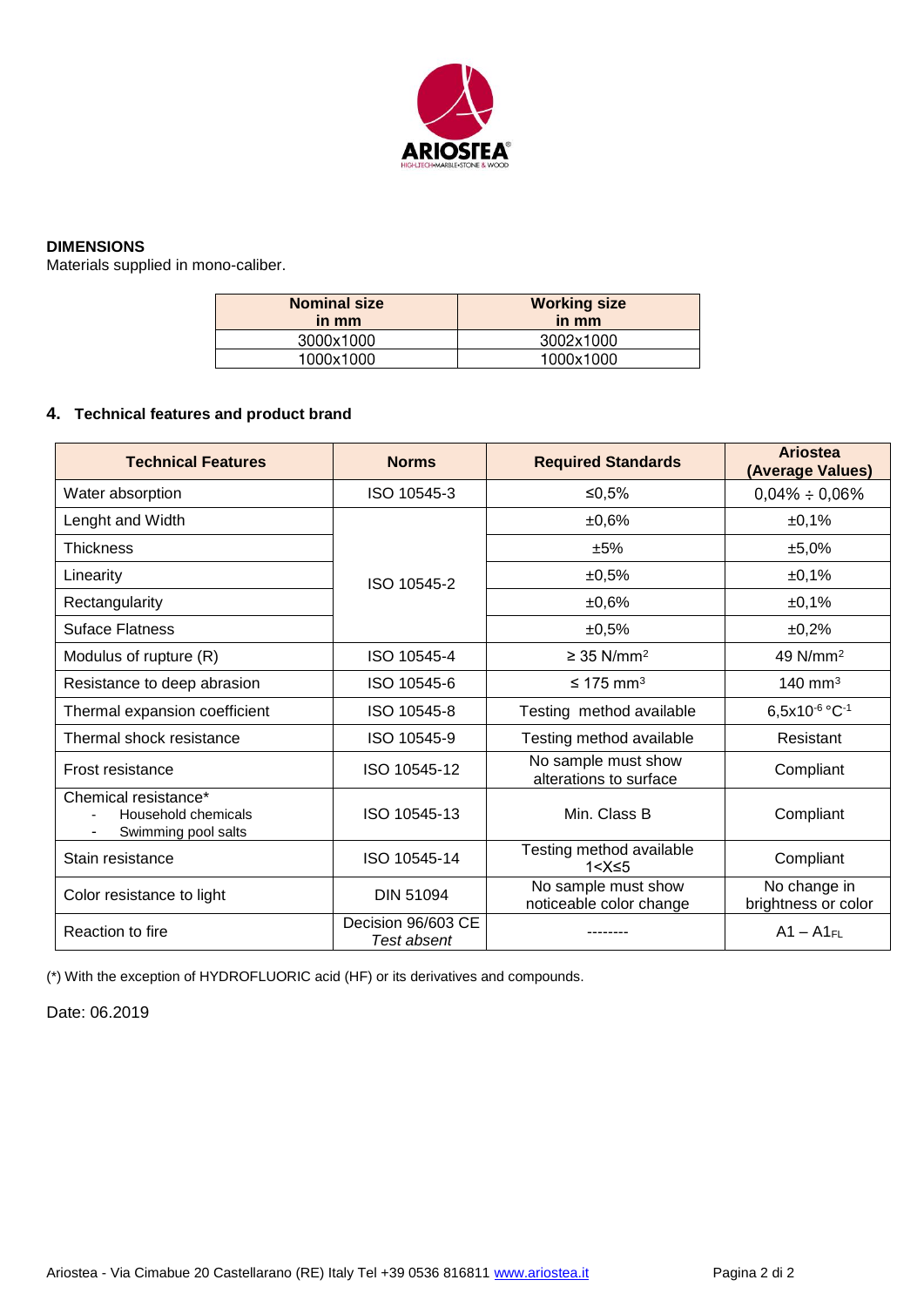**DIMENSIONS**

Materials supplied in mono-caliber.

| Nominal size in mm | Working size in mm |
|---|---|
| 3000x1000 | 3002x1000 |
| 1000x1000 | 1000x1000 |

## 4. Technical features and product brand

| Technical Features | Norms | Required Standards | Ariostea (Average Values) |
|---|---|---|---|
| Water absorption | ISO 10545-3 | ≤0,5% | 0,04% ÷ 0,06% |
| Lenght and Width | ISO 10545-2 | ±0,6% | ±0,1% |
| Thickness | ISO 10545-2 | ±5% | ±5,0% |
| Linearity | ISO 10545-2 | ±0,5% | ±0,1% |
| Rectangularity | ISO 10545-2 | ±0,6% | ±0,1% |
| Suface Flatness | ISO 10545-2 | ±0,5% | ±0,2% |
| Modulus of rupture (R) | ISO 10545-4 | ≥ 35 $N/mm^2$ | 49 $N/mm^2$ |
| Resistance to deep abrasion | ISO 10545-6 | ≤ 175 $mm^3$ | 140 $mm^3$ |
| Thermal expansion coefficient | ISO 10545-8 | Testing method available | $6{,}5x10^{-6}$ $°C^{-1}$ |
| Thermal shock resistance | ISO 10545-9 | Testing method available | Resistant |
| Frost resistance | ISO 10545-12 | No sample must show alterations to surface | Compliant |
| Chemical resistance* <br> - Household chemicals <br> - Swimming pool salts | ISO 10545-13 | Min. Class B | Compliant |
| Stain resistance | ISO 10545-14 | Testing method available $1<X\leq5$ | Compliant |
| Color resistance to light | DIN 51094 | No sample must show noticeable color change | No change in brightness or color |
| Reaction to fire | Decision 96/603 CE *Test absent* | -------- | $A1 – A1_{FL}$ |

(*) With the exception of HYDROFLUORIC acid (HF) or its derivatives and compounds.

Date: 06.2019

Ariostea - Via Cimabue 20 Castellarano (RE) Italy Tel +39 0536 816811 www.ariostea.it